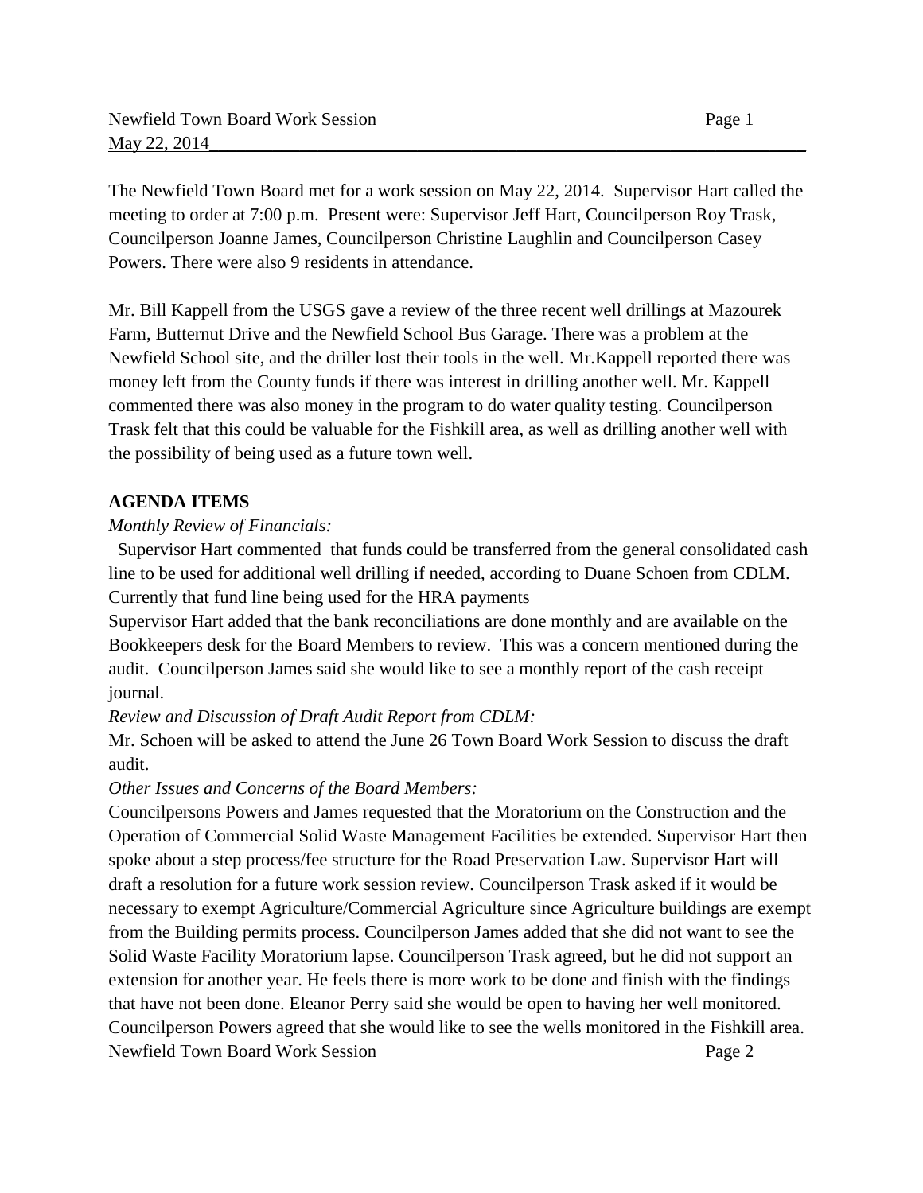The Newfield Town Board met for a work session on May 22, 2014. Supervisor Hart called the meeting to order at 7:00 p.m. Present were: Supervisor Jeff Hart, Councilperson Roy Trask, Councilperson Joanne James, Councilperson Christine Laughlin and Councilperson Casey Powers. There were also 9 residents in attendance.

Mr. Bill Kappell from the USGS gave a review of the three recent well drillings at Mazourek Farm, Butternut Drive and the Newfield School Bus Garage. There was a problem at the Newfield School site, and the driller lost their tools in the well. Mr.Kappell reported there was money left from the County funds if there was interest in drilling another well. Mr. Kappell commented there was also money in the program to do water quality testing. Councilperson Trask felt that this could be valuable for the Fishkill area, as well as drilling another well with the possibility of being used as a future town well.

## AGENDA ITEMS

*Monthly Review of Financials:*

Supervisor Hart commented that funds could be transferred from the general consolidated cash line to be used for additional well drilling if needed, according to Duane Schoen from CDLM. Currently that fund line being used for the HRA payments

Supervisor Hart added that the bank reconciliations are done monthly and are available on the Bookkeepers desk for the Board Members to review. This was a concern mentioned during the audit. Councilperson James said she would like to see a monthly report of the cash receipt journal.

*Review and Discussion of Draft Audit Report from CDLM:*

Mr. Schoen will be asked to attend the June 26 Town Board Work Session to discuss the draft audit.

*Other Issues and Concerns of the Board Members:*

Councilpersons Powers and James requested that the Moratorium on the Construction and the Operation of Commercial Solid Waste Management Facilities be extended. Supervisor Hart then spoke about a step process/fee structure for the Road Preservation Law. Supervisor Hart will draft a resolution for a future work session review. Councilperson Trask asked if it would be necessary to exempt Agriculture/Commercial Agriculture since Agriculture buildings are exempt from the Building permits process. Councilperson James added that she did not want to see the Solid Waste Facility Moratorium lapse. Councilperson Trask agreed, but he did not support an extension for another year. He feels there is more work to be done and finish with the findings that have not been done. Eleanor Perry said she would be open to having her well monitored. Councilperson Powers agreed that she would like to see the wells monitored in the Fishkill area.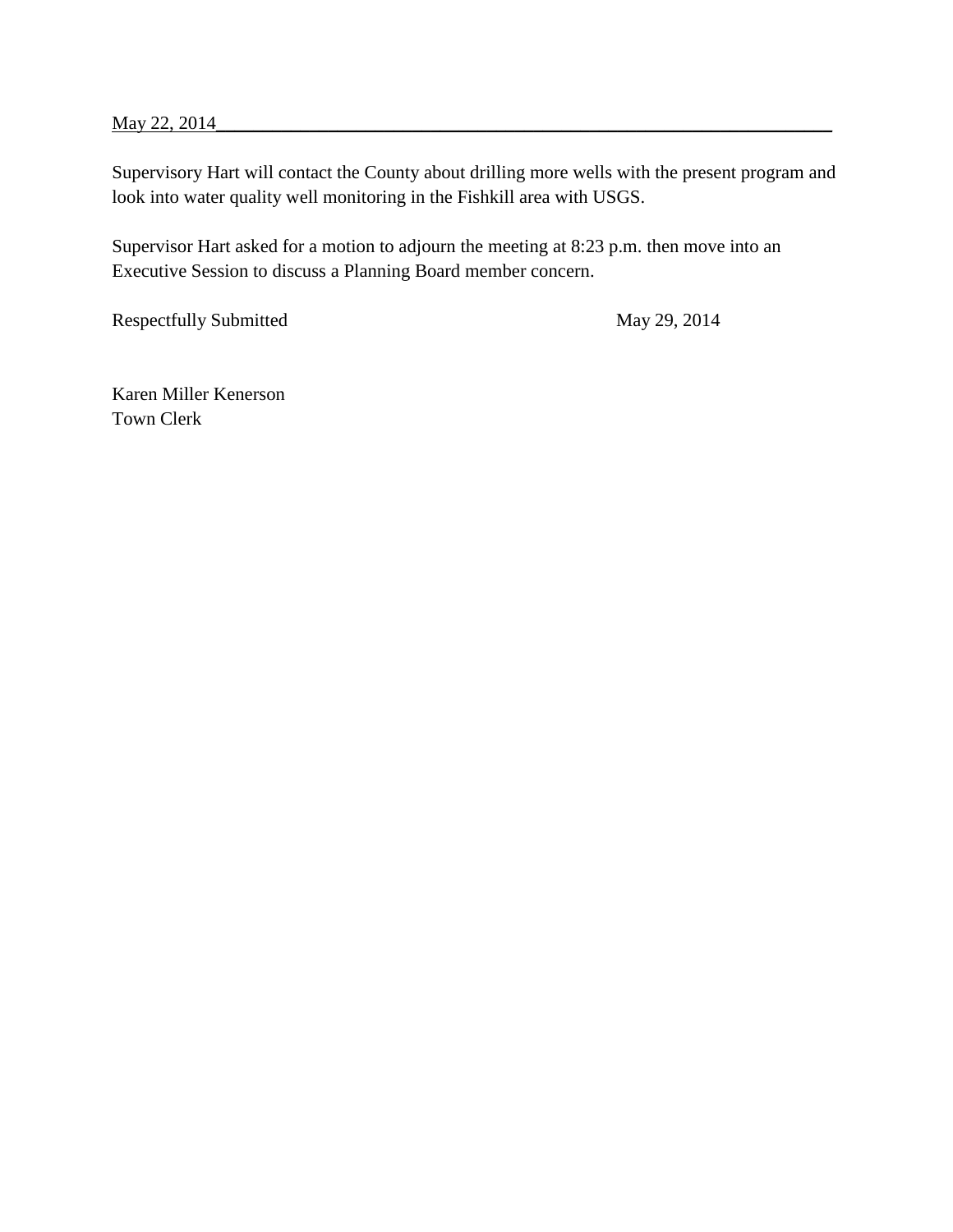Supervisory Hart will contact the County about drilling more wells with the present program and look into water quality well monitoring in the Fishkill area with USGS.

Supervisor Hart asked for a motion to adjourn the meeting at 8:23 p.m. then move into an Executive Session to discuss a Planning Board member concern.

Respectfully Submitted May 29, 2014

Karen Miller Kenerson
Town Clerk